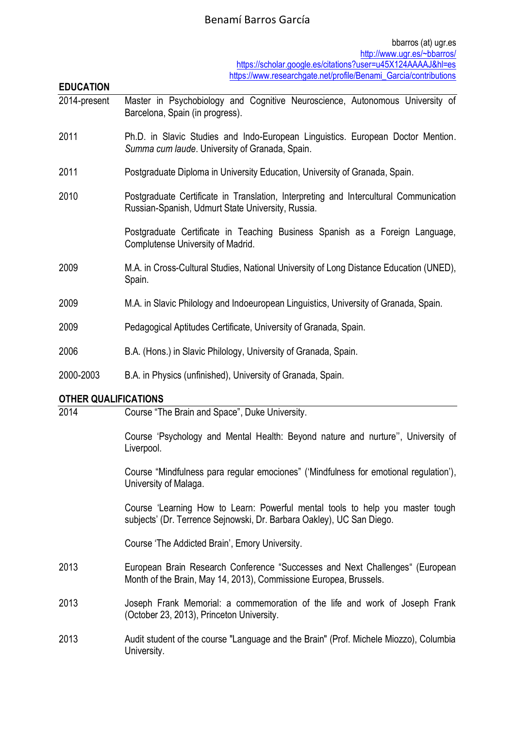# Benamí Barros García

bbarros (at) ugr.es
http://www.ugr.es/~bbarros/
https://scholar.google.es/citations?user=u45X124AAAAJ&hl=es
https://www.researchgate.net/profile/Benami_Garcia/contributions

## EDUCATION

| | |
|---|---|
| 2014-present | Master in Psychobiology and Cognitive Neuroscience, Autonomous University of Barcelona, Spain (in progress). |
| 2011 | Ph.D. in Slavic Studies and Indo-European Linguistics. European Doctor Mention. *Summa cum laude*. University of Granada, Spain. |
| 2011 | Postgraduate Diploma in University Education, University of Granada, Spain. |
| 2010 | Postgraduate Certificate in Translation, Interpreting and Intercultural Communication Russian-Spanish, Udmurt State University, Russia. |
| | Postgraduate Certificate in Teaching Business Spanish as a Foreign Language, Complutense University of Madrid. |
| 2009 | M.A. in Cross-Cultural Studies, National University of Long Distance Education (UNED), Spain. |
| 2009 | M.A. in Slavic Philology and Indoeuropean Linguistics, University of Granada, Spain. |
| 2009 | Pedagogical Aptitudes Certificate, University of Granada, Spain. |
| 2006 | B.A. (Hons.) in Slavic Philology, University of Granada, Spain. |
| 2000-2003 | B.A. in Physics (unfinished), University of Granada, Spain. |

## OTHER QUALIFICATIONS

| | |
|---|---|
| 2014 | Course "The Brain and Space", Duke University. |
| | Course 'Psychology and Mental Health: Beyond nature and nurture'', University of Liverpool. |
| | Course "Mindfulness para regular emociones" ('Mindfulness for emotional regulation'), University of Malaga. |
| | Course 'Learning How to Learn: Powerful mental tools to help you master tough subjects' (Dr. Terrence Sejnowski, Dr. Barbara Oakley), UC San Diego. |
| | Course 'The Addicted Brain', Emory University. |
| 2013 | European Brain Research Conference "Successes and Next Challenges" (European Month of the Brain, May 14, 2013), Commissione Europea, Brussels. |
| 2013 | Joseph Frank Memorial: a commemoration of the life and work of Joseph Frank (October 23, 2013), Princeton University. |
| 2013 | Audit student of the course "Language and the Brain" (Prof. Michele Miozzo), Columbia University. |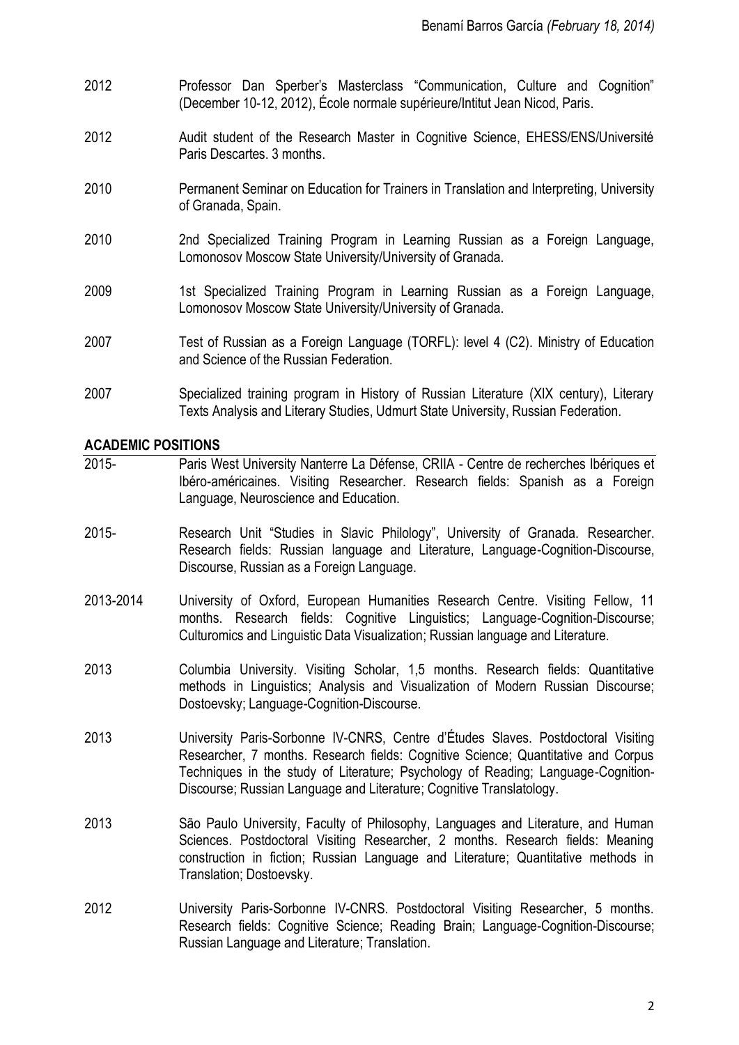2012 Professor Dan Sperber's Masterclass "Communication, Culture and Cognition" (December 10-12, 2012), École normale supérieure/Intitut Jean Nicod, Paris.

2012 Audit student of the Research Master in Cognitive Science, EHESS/ENS/Université Paris Descartes. 3 months.

2010 Permanent Seminar on Education for Trainers in Translation and Interpreting, University of Granada, Spain.

2010 2nd Specialized Training Program in Learning Russian as a Foreign Language, Lomonosov Moscow State University/University of Granada.

2009 1st Specialized Training Program in Learning Russian as a Foreign Language, Lomonosov Moscow State University/University of Granada.

2007 Test of Russian as a Foreign Language (TORFL): level 4 (C2). Ministry of Education and Science of the Russian Federation.

2007 Specialized training program in History of Russian Literature (XIX century), Literary Texts Analysis and Literary Studies, Udmurt State University, Russian Federation.

## ACADEMIC POSITIONS

2015- Paris West University Nanterre La Défense, CRIIA - Centre de recherches Ibériques et Ibéro-américaines. Visiting Researcher. Research fields: Spanish as a Foreign Language, Neuroscience and Education.

2015- Research Unit "Studies in Slavic Philology", University of Granada. Researcher. Research fields: Russian language and Literature, Language-Cognition-Discourse, Discourse, Russian as a Foreign Language.

2013-2014 University of Oxford, European Humanities Research Centre. Visiting Fellow, 11 months. Research fields: Cognitive Linguistics; Language-Cognition-Discourse; Culturomics and Linguistic Data Visualization; Russian language and Literature.

2013 Columbia University. Visiting Scholar, 1,5 months. Research fields: Quantitative methods in Linguistics; Analysis and Visualization of Modern Russian Discourse; Dostoevsky; Language-Cognition-Discourse.

2013 University Paris-Sorbonne IV-CNRS, Centre d'Études Slaves. Postdoctoral Visiting Researcher, 7 months. Research fields: Cognitive Science; Quantitative and Corpus Techniques in the study of Literature; Psychology of Reading; Language-Cognition-Discourse; Russian Language and Literature; Cognitive Translatology.

2013 São Paulo University, Faculty of Philosophy, Languages and Literature, and Human Sciences. Postdoctoral Visiting Researcher, 2 months. Research fields: Meaning construction in fiction; Russian Language and Literature; Quantitative methods in Translation; Dostoevsky.

2012 University Paris-Sorbonne IV-CNRS. Postdoctoral Visiting Researcher, 5 months. Research fields: Cognitive Science; Reading Brain; Language-Cognition-Discourse; Russian Language and Literature; Translation.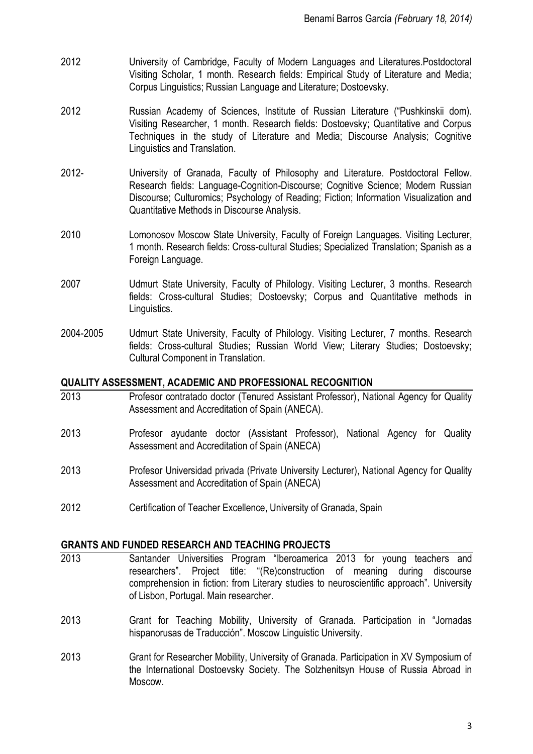2012 University of Cambridge, Faculty of Modern Languages and Literatures.Postdoctoral Visiting Scholar, 1 month. Research fields: Empirical Study of Literature and Media; Corpus Linguistics; Russian Language and Literature; Dostoevsky.

2012 Russian Academy of Sciences, Institute of Russian Literature ("Pushkinskii dom). Visiting Researcher, 1 month. Research fields: Dostoevsky; Quantitative and Corpus Techniques in the study of Literature and Media; Discourse Analysis; Cognitive Linguistics and Translation.

2012- University of Granada, Faculty of Philosophy and Literature. Postdoctoral Fellow. Research fields: Language-Cognition-Discourse; Cognitive Science; Modern Russian Discourse; Culturomics; Psychology of Reading; Fiction; Information Visualization and Quantitative Methods in Discourse Analysis.

2010 Lomonosov Moscow State University, Faculty of Foreign Languages. Visiting Lecturer, 1 month. Research fields: Cross-cultural Studies; Specialized Translation; Spanish as a Foreign Language.

2007 Udmurt State University, Faculty of Philology. Visiting Lecturer, 3 months. Research fields: Cross-cultural Studies; Dostoevsky; Corpus and Quantitative methods in Linguistics.

2004-2005 Udmurt State University, Faculty of Philology. Visiting Lecturer, 7 months. Research fields: Cross-cultural Studies; Russian World View; Literary Studies; Dostoevsky; Cultural Component in Translation.

## QUALITY ASSESSMENT, ACADEMIC AND PROFESSIONAL RECOGNITION

2013 Profesor contratado doctor (Tenured Assistant Professor), National Agency for Quality Assessment and Accreditation of Spain (ANECA).

2013 Profesor ayudante doctor (Assistant Professor), National Agency for Quality Assessment and Accreditation of Spain (ANECA)

2013 Profesor Universidad privada (Private University Lecturer), National Agency for Quality Assessment and Accreditation of Spain (ANECA)

2012 Certification of Teacher Excellence, University of Granada, Spain

## GRANTS AND FUNDED RESEARCH AND TEACHING PROJECTS

2013 Santander Universities Program "Iberoamerica 2013 for young teachers and researchers". Project title: "(Re)construction of meaning during discourse comprehension in fiction: from Literary studies to neuroscientific approach". University of Lisbon, Portugal. Main researcher.

2013 Grant for Teaching Mobility, University of Granada. Participation in "Jornadas hispanorusas de Traducción". Moscow Linguistic University.

2013 Grant for Researcher Mobility, University of Granada. Participation in XV Symposium of the International Dostoevsky Society. The Solzhenitsyn House of Russia Abroad in Moscow.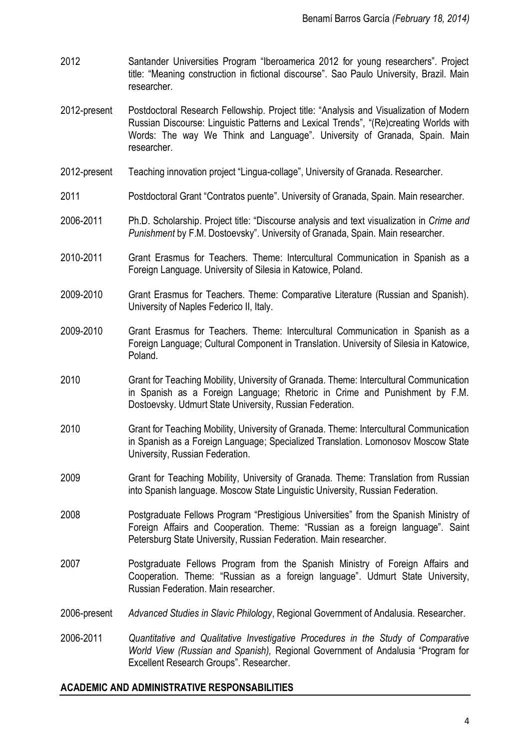2012 Santander Universities Program "Iberoamerica 2012 for young researchers". Project title: "Meaning construction in fictional discourse". Sao Paulo University, Brazil. Main researcher.

2012-present Postdoctoral Research Fellowship. Project title: "Analysis and Visualization of Modern Russian Discourse: Linguistic Patterns and Lexical Trends", "(Re)creating Worlds with Words: The way We Think and Language". University of Granada, Spain. Main researcher.

2012-present Teaching innovation project "Lingua-collage", University of Granada. Researcher.

2011 Postdoctoral Grant "Contratos puente". University of Granada, Spain. Main researcher.

2006-2011 Ph.D. Scholarship. Project title: "Discourse analysis and text visualization in *Crime and Punishment* by F.M. Dostoevsky". University of Granada, Spain. Main researcher.

2010-2011 Grant Erasmus for Teachers. Theme: Intercultural Communication in Spanish as a Foreign Language. University of Silesia in Katowice, Poland.

2009-2010 Grant Erasmus for Teachers. Theme: Comparative Literature (Russian and Spanish). University of Naples Federico II, Italy.

2009-2010 Grant Erasmus for Teachers. Theme: Intercultural Communication in Spanish as a Foreign Language; Cultural Component in Translation. University of Silesia in Katowice, Poland.

2010 Grant for Teaching Mobility, University of Granada. Theme: Intercultural Communication in Spanish as a Foreign Language; Rhetoric in Crime and Punishment by F.M. Dostoevsky. Udmurt State University, Russian Federation.

2010 Grant for Teaching Mobility, University of Granada. Theme: Intercultural Communication in Spanish as a Foreign Language; Specialized Translation. Lomonosov Moscow State University, Russian Federation.

2009 Grant for Teaching Mobility, University of Granada. Theme: Translation from Russian into Spanish language. Moscow State Linguistic University, Russian Federation.

2008 Postgraduate Fellows Program "Prestigious Universities" from the Spanish Ministry of Foreign Affairs and Cooperation. Theme: "Russian as a foreign language". Saint Petersburg State University, Russian Federation. Main researcher.

2007 Postgraduate Fellows Program from the Spanish Ministry of Foreign Affairs and Cooperation. Theme: "Russian as a foreign language". Udmurt State University, Russian Federation. Main researcher.

2006-present *Advanced Studies in Slavic Philology*, Regional Government of Andalusia. Researcher.

2006-2011 *Quantitative and Qualitative Investigative Procedures in the Study of Comparative World View (Russian and Spanish),* Regional Government of Andalusia "Program for Excellent Research Groups". Researcher.

## ACADEMIC AND ADMINISTRATIVE RESPONSABILITIES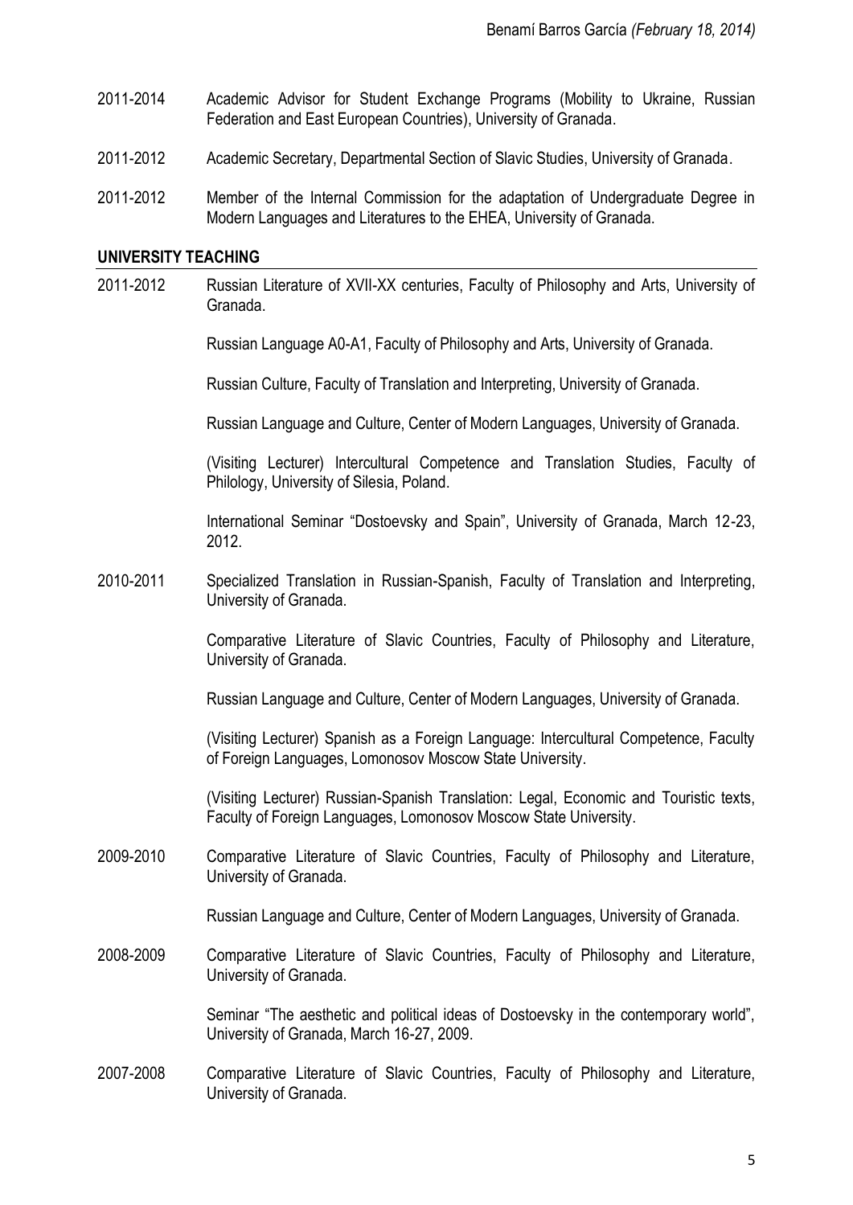2011-2014 Academic Advisor for Student Exchange Programs (Mobility to Ukraine, Russian Federation and East European Countries), University of Granada.

2011-2012 Academic Secretary, Departmental Section of Slavic Studies, University of Granada.

2011-2012 Member of the Internal Commission for the adaptation of Undergraduate Degree in Modern Languages and Literatures to the EHEA, University of Granada.

## UNIVERSITY TEACHING

2011-2012 Russian Literature of XVII-XX centuries, Faculty of Philosophy and Arts, University of Granada.

Russian Language A0-A1, Faculty of Philosophy and Arts, University of Granada.

Russian Culture, Faculty of Translation and Interpreting, University of Granada.

Russian Language and Culture, Center of Modern Languages, University of Granada.

(Visiting Lecturer) Intercultural Competence and Translation Studies, Faculty of Philology, University of Silesia, Poland.

International Seminar "Dostoevsky and Spain", University of Granada, March 12-23, 2012.

2010-2011 Specialized Translation in Russian-Spanish, Faculty of Translation and Interpreting, University of Granada.

Comparative Literature of Slavic Countries, Faculty of Philosophy and Literature, University of Granada.

Russian Language and Culture, Center of Modern Languages, University of Granada.

(Visiting Lecturer) Spanish as a Foreign Language: Intercultural Competence, Faculty of Foreign Languages, Lomonosov Moscow State University.

(Visiting Lecturer) Russian-Spanish Translation: Legal, Economic and Touristic texts, Faculty of Foreign Languages, Lomonosov Moscow State University.

2009-2010 Comparative Literature of Slavic Countries, Faculty of Philosophy and Literature, University of Granada.

Russian Language and Culture, Center of Modern Languages, University of Granada.

2008-2009 Comparative Literature of Slavic Countries, Faculty of Philosophy and Literature, University of Granada.

Seminar "The aesthetic and political ideas of Dostoevsky in the contemporary world", University of Granada, March 16-27, 2009.

2007-2008 Comparative Literature of Slavic Countries, Faculty of Philosophy and Literature, University of Granada.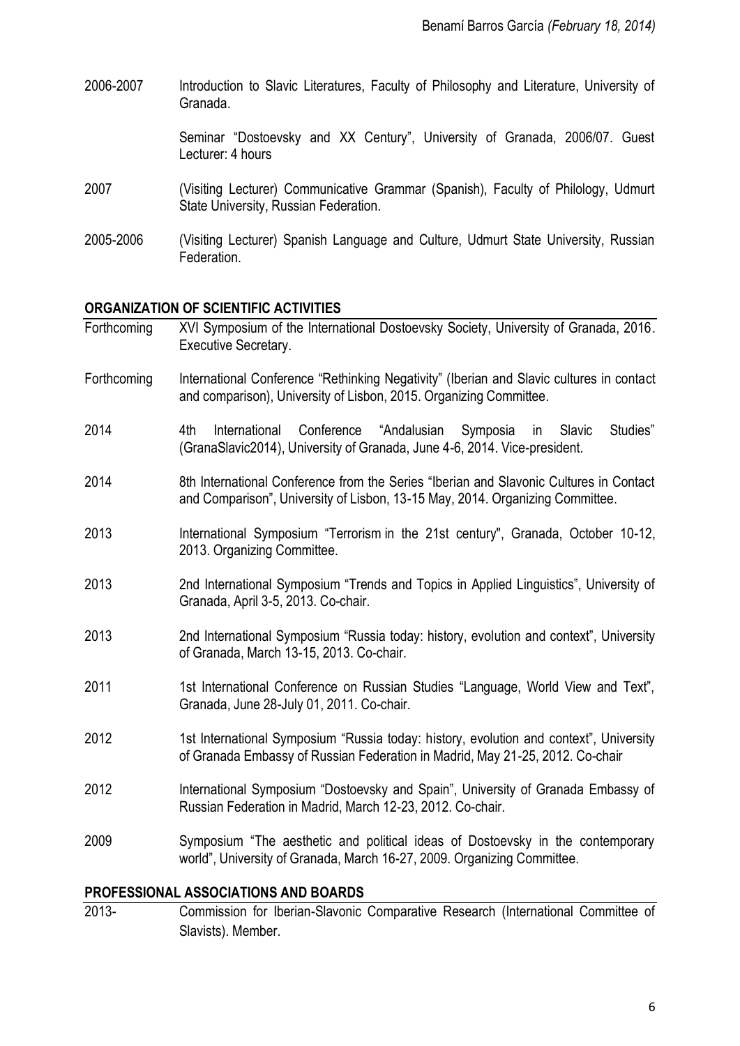2006-2007 Introduction to Slavic Literatures, Faculty of Philosophy and Literature, University of Granada.

Seminar "Dostoevsky and XX Century", University of Granada, 2006/07. Guest Lecturer: 4 hours

2007 (Visiting Lecturer) Communicative Grammar (Spanish), Faculty of Philology, Udmurt State University, Russian Federation.

2005-2006 (Visiting Lecturer) Spanish Language and Culture, Udmurt State University, Russian Federation.

## ORGANIZATION OF SCIENTIFIC ACTIVITIES

Forthcoming XVI Symposium of the International Dostoevsky Society, University of Granada, 2016. Executive Secretary.

Forthcoming International Conference "Rethinking Negativity" (Iberian and Slavic cultures in contact and comparison), University of Lisbon, 2015. Organizing Committee.

2014 4th International Conference "Andalusian Symposia in Slavic Studies" (GranaSlavic2014), University of Granada, June 4-6, 2014. Vice-president.

2014 8th International Conference from the Series "Iberian and Slavonic Cultures in Contact and Comparison", University of Lisbon, 13-15 May, 2014. Organizing Committee.

2013 International Symposium "Terrorism in the 21st century", Granada, October 10-12, 2013. Organizing Committee.

2013 2nd International Symposium "Trends and Topics in Applied Linguistics", University of Granada, April 3-5, 2013. Co-chair.

2013 2nd International Symposium "Russia today: history, evolution and context", University of Granada, March 13-15, 2013. Co-chair.

2011 1st International Conference on Russian Studies "Language, World View and Text", Granada, June 28-July 01, 2011. Co-chair.

2012 1st International Symposium "Russia today: history, evolution and context", University of Granada Embassy of Russian Federation in Madrid, May 21-25, 2012. Co-chair

2012 International Symposium "Dostoevsky and Spain", University of Granada Embassy of Russian Federation in Madrid, March 12-23, 2012. Co-chair.

2009 Symposium "The aesthetic and political ideas of Dostoevsky in the contemporary world", University of Granada, March 16-27, 2009. Organizing Committee.

## PROFESSIONAL ASSOCIATIONS AND BOARDS

2013- Commission for Iberian-Slavonic Comparative Research (International Committee of Slavists). Member.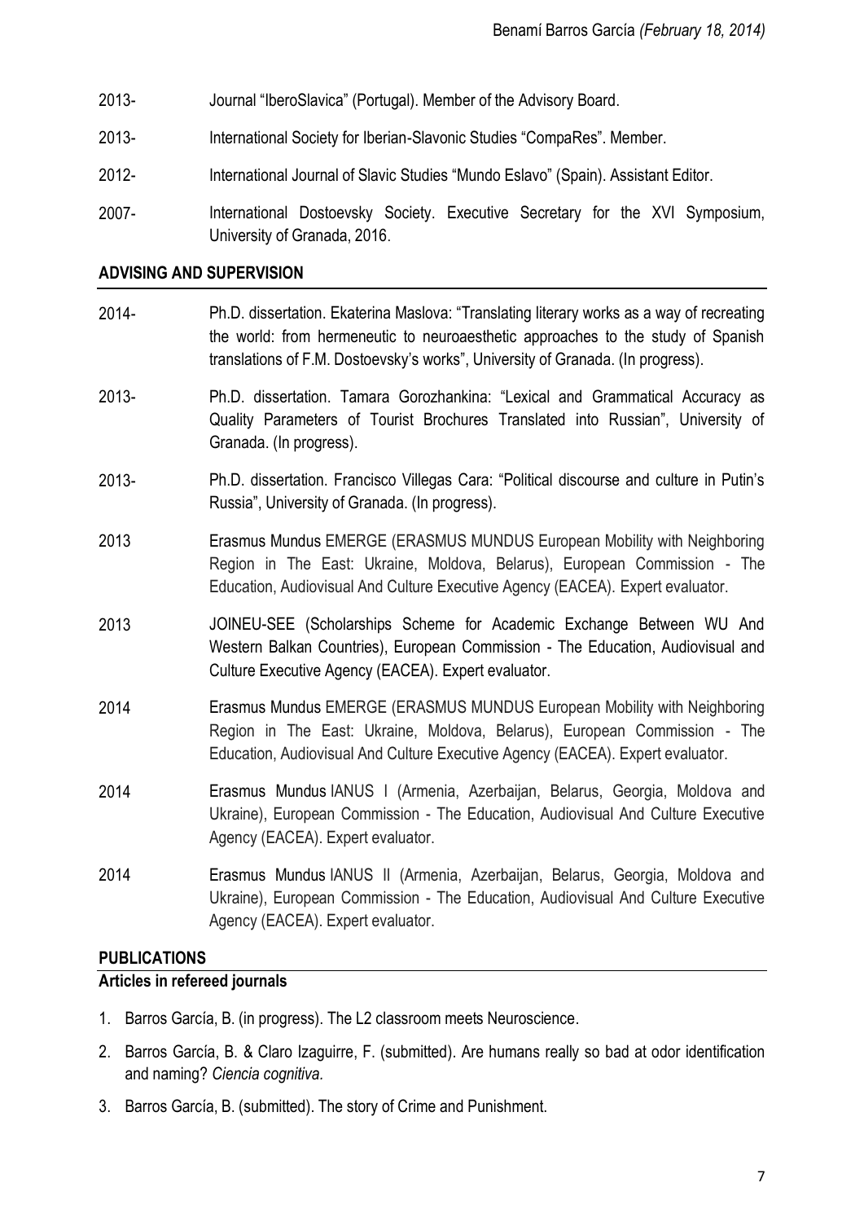2013- Journal “IberoSlavica” (Portugal). Member of the Advisory Board.

2013- International Society for Iberian-Slavonic Studies “CompaRes”. Member.

2012- International Journal of Slavic Studies “Mundo Eslavo” (Spain). Assistant Editor.

2007- International Dostoevsky Society. Executive Secretary for the XVI Symposium, University of Granada, 2016.

## ADVISING AND SUPERVISION

2014- Ph.D. dissertation. Ekaterina Maslova: “Translating literary works as a way of recreating the world: from hermeneutic to neuroaesthetic approaches to the study of Spanish translations of F.M. Dostoevsky’s works”, University of Granada. (In progress).

2013- Ph.D. dissertation. Tamara Gorozhankina: “Lexical and Grammatical Accuracy as Quality Parameters of Tourist Brochures Translated into Russian”, University of Granada. (In progress).

2013- Ph.D. dissertation. Francisco Villegas Cara: “Political discourse and culture in Putin’s Russia”, University of Granada. (In progress).

2013 Erasmus Mundus EMERGE (ERASMUS MUNDUS European Mobility with Neighboring Region in The East: Ukraine, Moldova, Belarus), European Commission - The Education, Audiovisual And Culture Executive Agency (EACEA). Expert evaluator.

2013 JOINEU-SEE (Scholarships Scheme for Academic Exchange Between WU And Western Balkan Countries), European Commission - The Education, Audiovisual and Culture Executive Agency (EACEA). Expert evaluator.

2014 Erasmus Mundus EMERGE (ERASMUS MUNDUS European Mobility with Neighboring Region in The East: Ukraine, Moldova, Belarus), European Commission - The Education, Audiovisual And Culture Executive Agency (EACEA). Expert evaluator.

2014 Erasmus Mundus IANUS I (Armenia, Azerbaijan, Belarus, Georgia, Moldova and Ukraine), European Commission - The Education, Audiovisual And Culture Executive Agency (EACEA). Expert evaluator.

2014 Erasmus Mundus IANUS II (Armenia, Azerbaijan, Belarus, Georgia, Moldova and Ukraine), European Commission - The Education, Audiovisual And Culture Executive Agency (EACEA). Expert evaluator.

## PUBLICATIONS

### Articles in refereed journals

1. Barros García, B. (in progress). The L2 classroom meets Neuroscience.
2. Barros García, B. & Claro Izaguirre, F. (submitted). Are humans really so bad at odor identification and naming? *Ciencia cognitiva.*
3. Barros García, B. (submitted). The story of Crime and Punishment.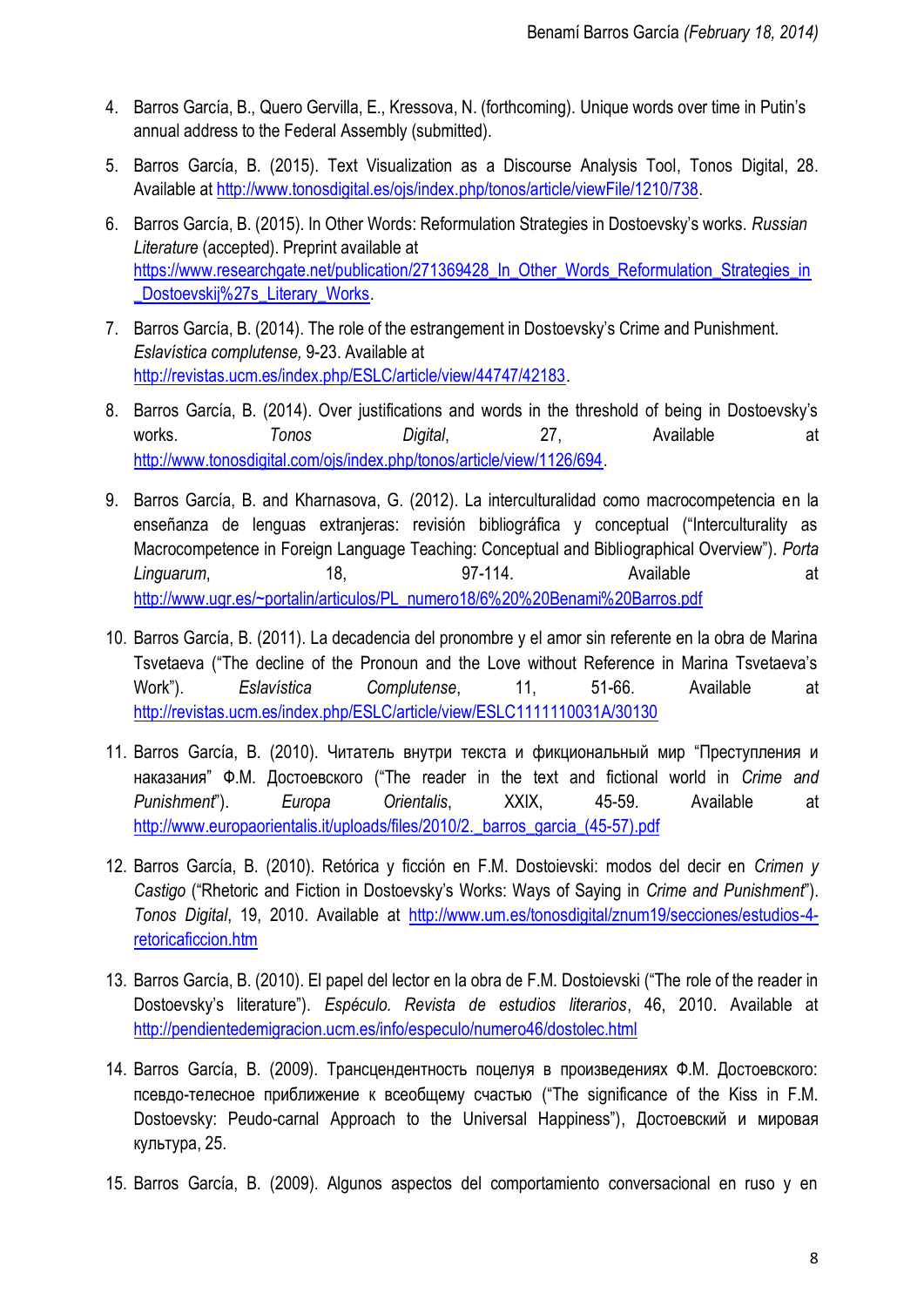4. Barros García, B., Quero Gervilla, E., Kressova, N. (forthcoming). Unique words over time in Putin's annual address to the Federal Assembly (submitted).

5. Barros García, B. (2015). Text Visualization as a Discourse Analysis Tool, Tonos Digital, 28. Available at http://www.tonosdigital.es/ojs/index.php/tonos/article/viewFile/1210/738.

6. Barros García, B. (2015). In Other Words: Reformulation Strategies in Dostoevsky's works. *Russian Literature* (accepted). Preprint available at https://www.researchgate.net/publication/271369428_In_Other_Words_Reformulation_Strategies_in_Dostoevskij%27s_Literary_Works.

7. Barros García, B. (2014). The role of the estrangement in Dostoevsky's Crime and Punishment. *Eslavística complutense,* 9-23. Available at http://revistas.ucm.es/index.php/ESLC/article/view/44747/42183.

8. Barros García, B. (2014). Over justifications and words in the threshold of being in Dostoevsky's works. *Tonos Digital*, 27, Available at http://www.tonosdigital.com/ojs/index.php/tonos/article/view/1126/694.

9. Barros García, B. and Kharnasova, G. (2012). La interculturalidad como macrocompetencia en la enseñanza de lenguas extranjeras: revisión bibliográfica y conceptual ("Interculturality as Macrocompetence in Foreign Language Teaching: Conceptual and Bibliographical Overview"). *Porta Linguarum*, 18, 97-114. Available at http://www.ugr.es/~portalin/articulos/PL_numero18/6%20%20Benami%20Barros.pdf

10. Barros García, B. (2011). La decadencia del pronombre y el amor sin referente en la obra de Marina Tsvetaeva ("The decline of the Pronoun and the Love without Reference in Marina Tsvetaeva's Work"). *Eslavística Complutense*, 11, 51-66. Available at http://revistas.ucm.es/index.php/ESLC/article/view/ESLC1111110031A/30130

11. Barros García, B. (2010). Читатель внутри текста и фикциональный мир "Преступления и наказания" Ф.М. Достоевского ("The reader in the text and fictional world in *Crime and Punishment*"). *Europa Orientalis*, XXIX, 45-59. Available at http://www.europaorientalis.it/uploads/files/2010/2._barros_garcia_(45-57).pdf

12. Barros García, B. (2010). Retórica y ficción en F.M. Dostoievski: modos del decir en *Crimen y Castigo* ("Rhetoric and Fiction in Dostoevsky's Works: Ways of Saying in *Crime and Punishment*"). *Tonos Digital*, 19, 2010. Available at http://www.um.es/tonosdigital/znum19/secciones/estudios-4-retoricaficcion.htm

13. Barros García, B. (2010). El papel del lector en la obra de F.M. Dostoievski ("The role of the reader in Dostoevsky's literature"). *Espéculo. Revista de estudios literarios*, 46, 2010. Available at http://pendientedemigracion.ucm.es/info/especulo/numero46/dostolec.html

14. Barros García, B. (2009). Трансцендентность поцелуя в произведениях Ф.М. Достоевского: псевдо-телесное приближение к всеобщему счастью ("The significance of the Kiss in F.M. Dostoevsky: Peudo-carnal Approach to the Universal Happiness"), Достоевский и мировая культура, 25.

15. Barros García, B. (2009). Algunos aspectos del comportamiento conversacional en ruso y en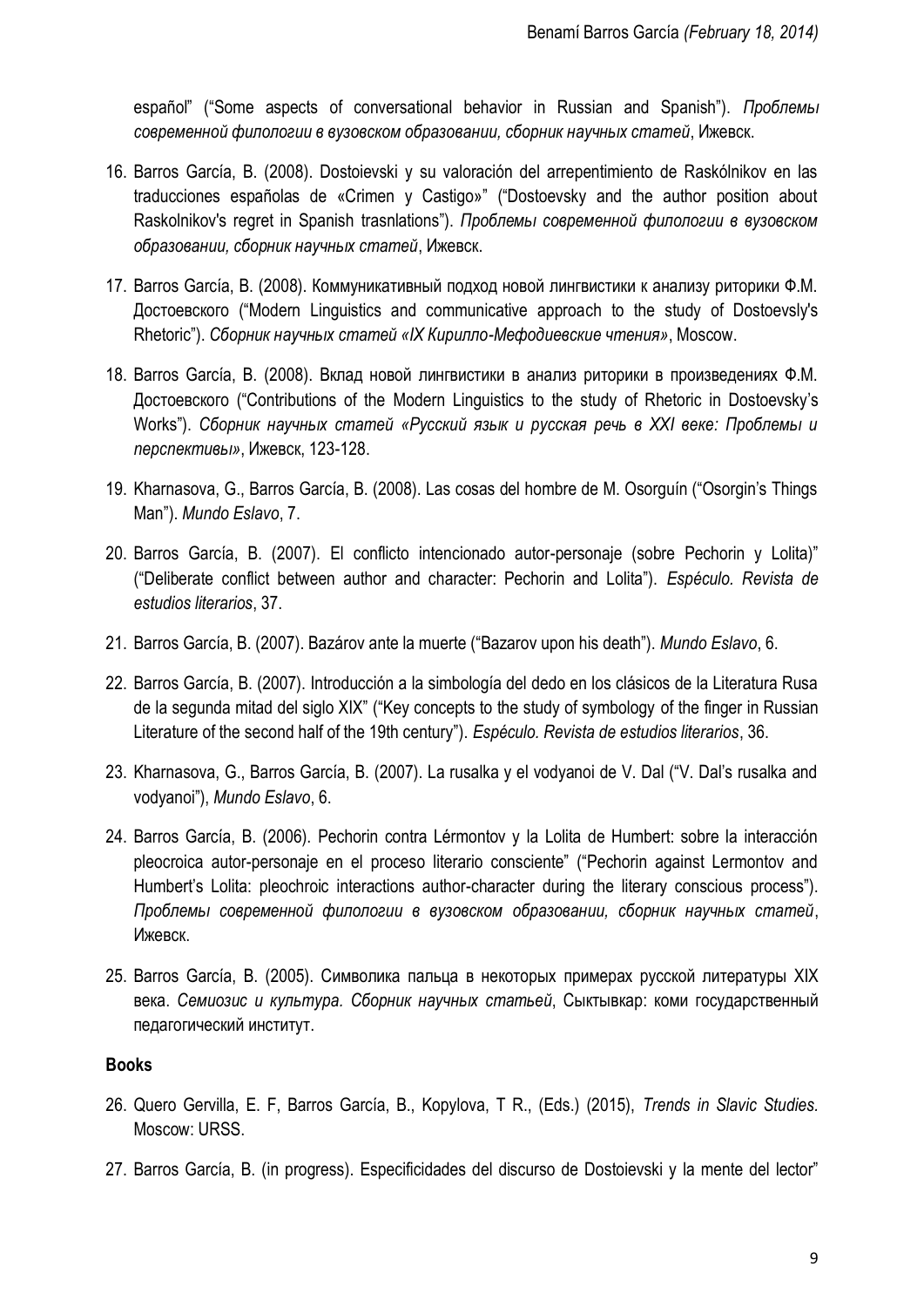español" ("Some aspects of conversational behavior in Russian and Spanish"). *Проблемы современной филологии в вузовском образовании, сборник научных статей*, Ижевск.

16. Barros García, B. (2008). Dostoievski y su valoración del arrepentimiento de Raskólnikov en las traducciones españolas de «Crimen y Castigo»" ("Dostoevsky and the author position about Raskolnikov's regret in Spanish trasnlations"). *Проблемы современной филологии в вузовском образовании, сборник научных статей*, Ижевск.

17. Barros García, B. (2008). Коммуникативный подход новой лингвистики к анализу риторики Ф.М. Достоевского ("Modern Linguistics and communicative approach to the study of Dostoevsly's Rhetoric"). *Сборник научных статей «IX Кирилло-Мефодиевские чтения»*, Moscow.

18. Barros García, B. (2008). Вклад новой лингвистики в анализ риторики в произведениях Ф.М. Достоевского ("Contributions of the Modern Linguistics to the study of Rhetoric in Dostoevsky's Works"). *Сборник научных статей «Русский язык и русская речь в XXI веке: Проблемы и перспективы»*, Ижевск, 123-128.

19. Kharnasova, G., Barros García, B. (2008). Las cosas del hombre de M. Osorguín ("Osorgin's Things Man"). *Mundo Eslavo*, 7.

20. Barros García, B. (2007). El conflicto intencionado autor-personaje (sobre Pechorin y Lolita)" ("Deliberate conflict between author and character: Pechorin and Lolita"). *Espéculo. Revista de estudios literarios*, 37.

21. Barros García, B. (2007). Bazárov ante la muerte ("Bazarov upon his death"). *Mundo Eslavo*, 6.

22. Barros García, B. (2007). Introducción a la simbología del dedo en los clásicos de la Literatura Rusa de la segunda mitad del siglo XIX" ("Key concepts to the study of symbology of the finger in Russian Literature of the second half of the 19th century"). *Espéculo. Revista de estudios literarios*, 36.

23. Kharnasova, G., Barros García, B. (2007). La rusalka y el vodyanoi de V. Dal ("V. Dal's rusalka and vodyanoi"), *Mundo Eslavo*, 6.

24. Barros García, B. (2006). Pechorin contra Lérmontov y la Lolita de Humbert: sobre la interacción pleocroica autor-personaje en el proceso literario consciente" ("Pechorin against Lermontov and Humbert's Lolita: pleochroic interactions author-character during the literary conscious process"). *Проблемы современной филологии в вузовском образовании, сборник научных статей*, Ижевск.

25. Barros García, B. (2005). Символика пальца в некоторых примерах русской литературы XIX века. *Семиозис и культура. Сборник научных статьей*, Сыктывкар: коми государственный педагогический институт.

**Books**

26. Quero Gervilla, E. F, Barros García, B., Kopylova, T R., (Eds.) (2015), *Trends in Slavic Studies*. Moscow: URSS.

27. Barros García, B. (in progress). Especificidades del discurso de Dostoievski y la mente del lector"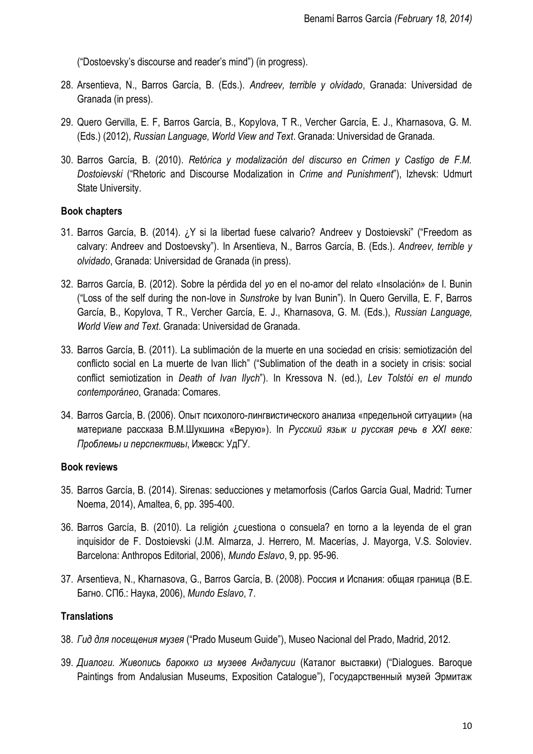("Dostoevsky's discourse and reader's mind") (in progress).

28. Arsentieva, N., Barros García, B. (Eds.). *Andreev, terrible y olvidado*, Granada: Universidad de Granada (in press).

29. Quero Gervilla, E. F, Barros García, B., Kopylova, T R., Vercher García, E. J., Kharnasova, G. M. (Eds.) (2012), *Russian Language, World View and Text*. Granada: Universidad de Granada.

30. Barros García, B. (2010). *Retórica y modalización del discurso en Crimen y Castigo de F.M. Dostoievski* ("Rhetoric and Discourse Modalization in *Crime and Punishment*"), Izhevsk: Udmurt State University.

**Book chapters**

31. Barros García, B. (2014). ¿Y si la libertad fuese calvario? Andreev y Dostoievski" ("Freedom as calvary: Andreev and Dostoevsky"). In Arsentieva, N., Barros García, B. (Eds.). *Andreev, terrible y olvidado*, Granada: Universidad de Granada (in press).

32. Barros García, B. (2012). Sobre la pérdida del *yo* en el no-amor del relato «Insolación» de I. Bunin ("Loss of the self during the non-love in *Sunstroke* by Ivan Bunin"). In Quero Gervilla, E. F, Barros García, B., Kopylova, T R., Vercher García, E. J., Kharnasova, G. M. (Eds.), *Russian Language, World View and Text*. Granada: Universidad de Granada.

33. Barros García, B. (2011). La sublimación de la muerte en una sociedad en crisis: semiotización del conflicto social en La muerte de Ivan Ilich" ("Sublimation of the death in a society in crisis: social conflict semiotization in *Death of Ivan Ilych*"). In Kressova N. (ed.), *Lev Tolstói en el mundo contemporáneo*, Granada: Comares.

34. Barros García, B. (2006). Опыт психолого-лингвистического анализа «предельной ситуации» (на материале рассказа В.М.Шукшина «Верую»). In *Русский язык и русская речь в XXI веке: Проблемы и перспективы*, Ижевск: УдГУ.

**Book reviews**

35. Barros García, B. (2014). Sirenas: seducciones y metamorfosis (Carlos García Gual, Madrid: Turner Noema, 2014), Amaltea, 6, pp. 395-400.

36. Barros García, B. (2010). La religión ¿cuestiona o consuela? en torno a la leyenda de el gran inquisidor de F. Dostoievski (J.M. Almarza, J. Herrero, M. Macerías, J. Mayorga, V.S. Soloviev. Barcelona: Anthropos Editorial, 2006), *Mundo Eslavo*, 9, pp. 95-96.

37. Arsentieva, N., Kharnasova, G., Barros García, B. (2008). Россия и Испания: общая граница (В.Е. Багно. СПб.: Наука, 2006), *Mundo Eslavo*, 7.

**Translations**

38. *Гид для посещения музея* ("Prado Museum Guide"), Museo Nacional del Prado, Madrid, 2012.

39. *Диалоги. Живопись барокко из музеев Андалусии* (Каталог выставки) ("Dialogues. Baroque Paintings from Andalusian Museums, Exposition Catalogue"), Государственный музей Эрмитаж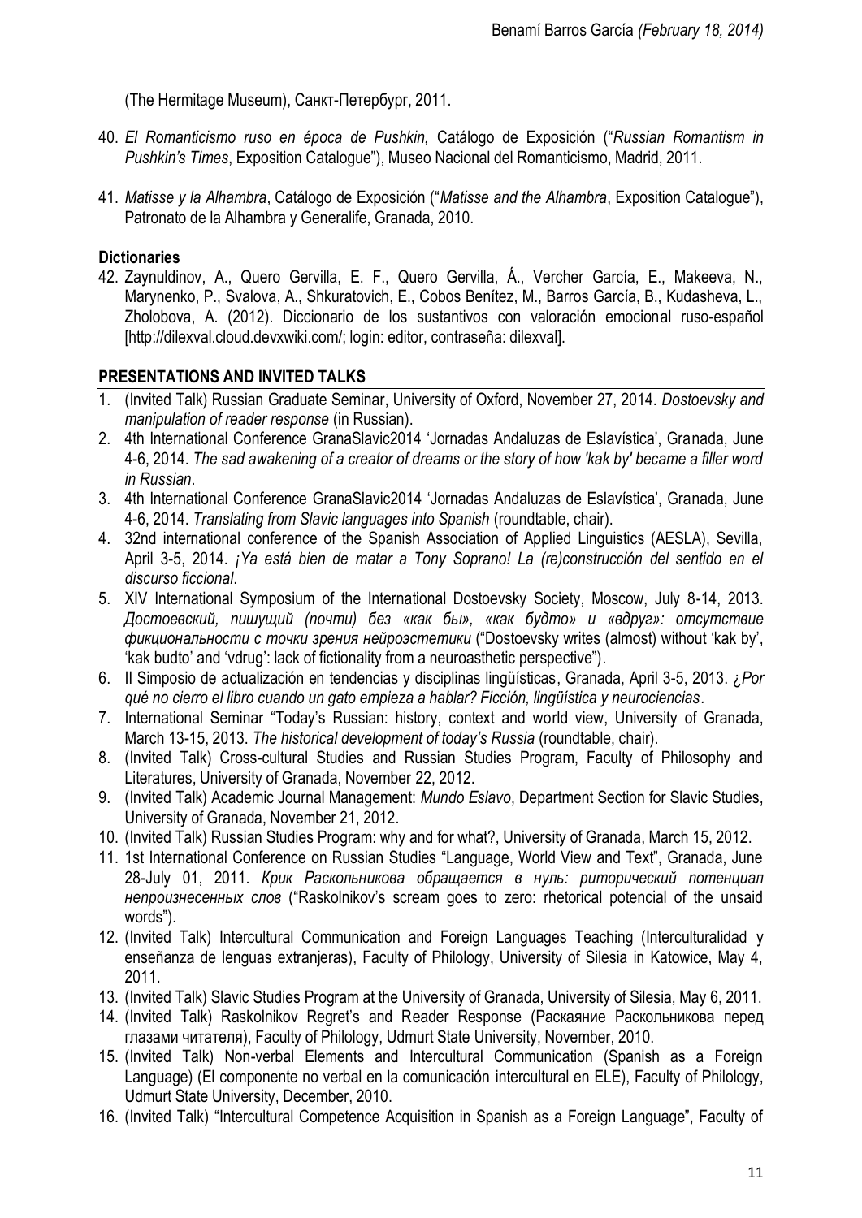(The Hermitage Museum), Санкт-Петербург, 2011.

40. *El Romanticismo ruso en época de Pushkin,* Catálogo de Exposición ("*Russian Romantism in Pushkin's Times*, Exposition Catalogue"), Museo Nacional del Romanticismo, Madrid, 2011.

41. *Matisse y la Alhambra*, Catálogo de Exposición ("*Matisse and the Alhambra*, Exposition Catalogue"), Patronato de la Alhambra y Generalife, Granada, 2010.

**Dictionaries**

42. Zaynuldinov, A., Quero Gervilla, E. F., Quero Gervilla, Á., Vercher García, E., Makeeva, N., Marynenko, P., Svalova, A., Shkuratovich, E., Cobos Benítez, M., Barros García, B., Kudasheva, L., Zholobova, A. (2012). Diccionario de los sustantivos con valoración emocional ruso-español [http://dilexval.cloud.devxwiki.com/; login: editor, contraseña: dilexval].

## PRESENTATIONS AND INVITED TALKS

1. (Invited Talk) Russian Graduate Seminar, University of Oxford, November 27, 2014. *Dostoevsky and manipulation of reader response* (in Russian).
2. 4th International Conference GranaSlavic2014 'Jornadas Andaluzas de Eslavística', Granada, June 4-6, 2014. *The sad awakening of a creator of dreams or the story of how 'kak by' became a filler word in Russian*.
3. 4th International Conference GranaSlavic2014 'Jornadas Andaluzas de Eslavística', Granada, June 4-6, 2014. *Translating from Slavic languages into Spanish* (roundtable, chair).
4. 32nd international conference of the Spanish Association of Applied Linguistics (AESLA), Sevilla, April 3-5, 2014. *¡Ya está bien de matar a Tony Soprano! La (re)construcción del sentido en el discurso ficcional*.
5. XIV International Symposium of the International Dostoevsky Society, Moscow, July 8-14, 2013. *Достоевский, пишущий (почти) без «как бы», «как будто» и «вдруг»: отсутствие фикциональности с точки зрения нейроэстетики* ("Dostoevsky writes (almost) without 'kak by', 'kak budto' and 'vdrug': lack of fictionality from a neuroasthetic perspective").
6. II Simposio de actualización en tendencias y disciplinas lingüísticas, Granada, April 3-5, 2013. *¿Por qué no cierro el libro cuando un gato empieza a hablar? Ficción, lingüística y neurociencias*.
7. International Seminar "Today's Russian: history, context and world view, University of Granada, March 13-15, 2013. *The historical development of today's Russia* (roundtable, chair).
8. (Invited Talk) Cross-cultural Studies and Russian Studies Program, Faculty of Philosophy and Literatures, University of Granada, November 22, 2012.
9. (Invited Talk) Academic Journal Management: *Mundo Eslavo*, Department Section for Slavic Studies, University of Granada, November 21, 2012.
10. (Invited Talk) Russian Studies Program: why and for what?, University of Granada, March 15, 2012.
11. 1st International Conference on Russian Studies "Language, World View and Text", Granada, June 28-July 01, 2011. *Крик Раскольникова обращается в нуль: риторический потенциал непроизнесенных слов* ("Raskolnikov's scream goes to zero: rhetorical potencial of the unsaid words").
12. (Invited Talk) Intercultural Communication and Foreign Languages Teaching (Interculturalidad y enseñanza de lenguas extranjeras), Faculty of Philology, University of Silesia in Katowice, May 4, 2011.
13. (Invited Talk) Slavic Studies Program at the University of Granada, University of Silesia, May 6, 2011.
14. (Invited Talk) Raskolnikov Regret's and Reader Response (Раскаяние Раскольникова перед глазами читателя), Faculty of Philology, Udmurt State University, November, 2010.
15. (Invited Talk) Non-verbal Elements and Intercultural Communication (Spanish as a Foreign Language) (El componente no verbal en la comunicación intercultural en ELE), Faculty of Philology, Udmurt State University, December, 2010.
16. (Invited Talk) "Intercultural Competence Acquisition in Spanish as a Foreign Language", Faculty of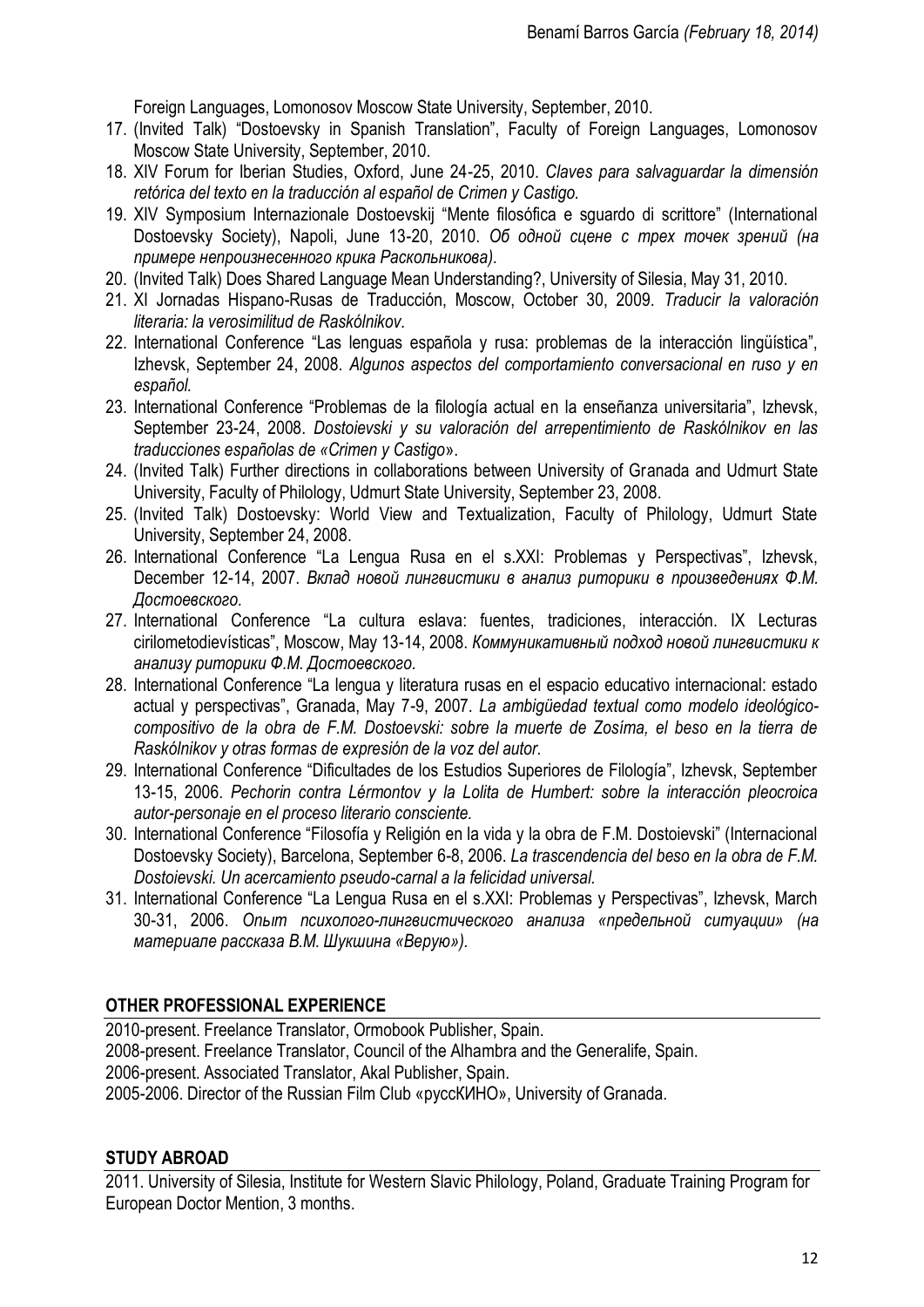Foreign Languages, Lomonosov Moscow State University, September, 2010.

17. (Invited Talk) "Dostoevsky in Spanish Translation", Faculty of Foreign Languages, Lomonosov Moscow State University, September, 2010.
18. XIV Forum for Iberian Studies, Oxford, June 24-25, 2010. *Claves para salvaguardar la dimensión retórica del texto en la traducción al español de Crimen y Castigo.*
19. XIV Symposium Internazionale Dostoevskij "Mente filosófica e sguardo di scrittore" (International Dostoevsky Society), Napoli, June 13-20, 2010. *Об одной сцене с трех точек зрений (на примере непроизнесенного крика Раскольникова).*
20. (Invited Talk) Does Shared Language Mean Understanding?, University of Silesia, May 31, 2010.
21. XI Jornadas Hispano-Rusas de Traducción, Moscow, October 30, 2009. *Traducir la valoración literaria: la verosimilitud de Raskólnikov.*
22. International Conference "Las lenguas española y rusa: problemas de la interacción lingüística", Izhevsk, September 24, 2008. *Algunos aspectos del comportamiento conversacional en ruso y en español.*
23. International Conference "Problemas de la filología actual en la enseñanza universitaria", Izhevsk, September 23-24, 2008. *Dostoievski y su valoración del arrepentimiento de Raskólnikov en las traducciones españolas de «Crimen y Castigo».*
24. (Invited Talk) Further directions in collaborations between University of Granada and Udmurt State University, Faculty of Philology, Udmurt State University, September 23, 2008.
25. (Invited Talk) Dostoevsky: World View and Textualization, Faculty of Philology, Udmurt State University, September 24, 2008.
26. International Conference "La Lengua Rusa en el s.XXI: Problemas y Perspectivas", Izhevsk, December 12-14, 2007. *Вклад новой лингвистики в анализ риторики в произведениях Ф.М. Достоевского.*
27. International Conference "La cultura eslava: fuentes, tradiciones, interacción. IX Lecturas cirilometodievísticas", Moscow, May 13-14, 2008. *Коммуникативный подход новой лингвистики к анализу риторики Ф.М. Достоевского.*
28. International Conference "La lengua y literatura rusas en el espacio educativo internacional: estado actual y perspectivas", Granada, May 7-9, 2007. *La ambigüedad textual como modelo ideológico-compositivo de la obra de F.M. Dostoevski: sobre la muerte de Zosíma, el beso en la tierra de Raskólnikov y otras formas de expresión de la voz del autor.*
29. International Conference "Dificultades de los Estudios Superiores de Filología", Izhevsk, September 13-15, 2006. *Pechorin contra Lérmontov y la Lolita de Humbert: sobre la interacción pleocroica autor-personaje en el proceso literario consciente.*
30. International Conference "Filosofía y Religión en la vida y la obra de F.M. Dostoievski" (Internacional Dostoevsky Society), Barcelona, September 6-8, 2006. *La trascendencia del beso en la obra de F.M. Dostoievski. Un acercamiento pseudo-carnal a la felicidad universal.*
31. International Conference "La Lengua Rusa en el s.XXI: Problemas y Perspectivas", Izhevsk, March 30-31, 2006. *Опыт психолого-лингвистического анализа «предельной ситуации» (на материале рассказа В.М. Шукшина «Верую»).*

## OTHER PROFESSIONAL EXPERIENCE

2010-present. Freelance Translator, Ormobook Publisher, Spain.
2008-present. Freelance Translator, Council of the Alhambra and the Generalife, Spain.
2006-present. Associated Translator, Akal Publisher, Spain.
2005-2006. Director of the Russian Film Club «руссКИНО», University of Granada.

## STUDY ABROAD

2011. University of Silesia, Institute for Western Slavic Philology, Poland, Graduate Training Program for European Doctor Mention, 3 months.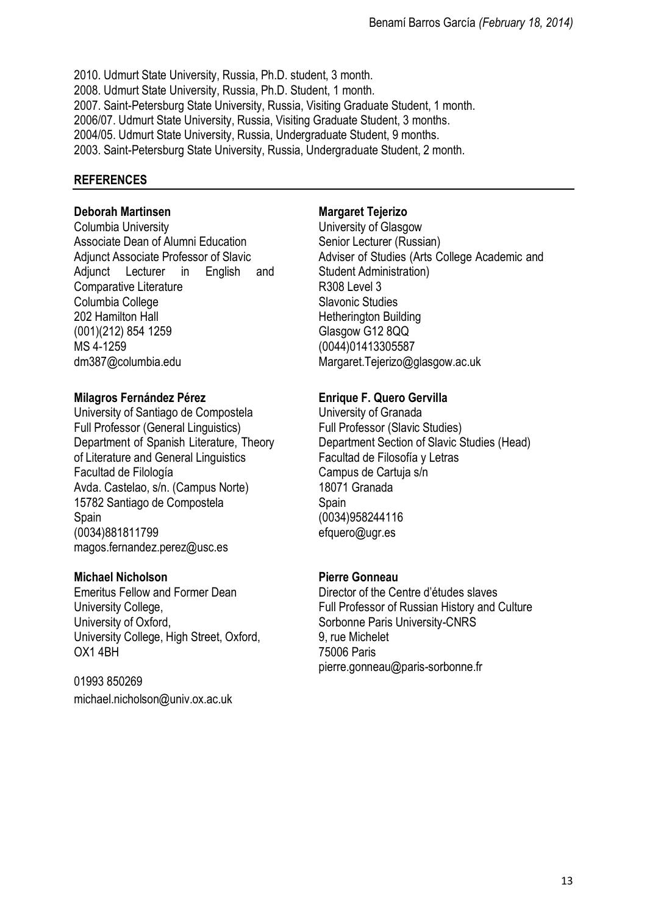2010. Udmurt State University, Russia, Ph.D. student, 3 month.
2008. Udmurt State University, Russia, Ph.D. Student, 1 month.
2007. Saint-Petersburg State University, Russia, Visiting Graduate Student, 1 month.
2006/07. Udmurt State University, Russia, Visiting Graduate Student, 3 months.
2004/05. Udmurt State University, Russia, Undergraduate Student, 9 months.
2003. Saint-Petersburg State University, Russia, Undergraduate Student, 2 month.

## REFERENCES

**Deborah Martinsen**
Columbia University
Associate Dean of Alumni Education
Adjunct Associate Professor of Slavic
Adjunct Lecturer in English and Comparative Literature
Columbia College
202 Hamilton Hall
(001)(212) 854 1259
MS 4-1259
dm387@columbia.edu

**Margaret Tejerizo**
University of Glasgow
Senior Lecturer (Russian)
Adviser of Studies (Arts College Academic and Student Administration)
R308 Level 3
Slavonic Studies
Hetherington Building
Glasgow G12 8QQ
(0044)01413305587
Margaret.Tejerizo@glasgow.ac.uk

**Milagros Fernández Pérez**
University of Santiago de Compostela
Full Professor (General Linguistics)
Department of Spanish Literature, Theory of Literature and General Linguistics
Facultad de Filología
Avda. Castelao, s/n. (Campus Norte)
15782 Santiago de Compostela
Spain
(0034)881811799
magos.fernandez.perez@usc.es

**Enrique F. Quero Gervilla**
University of Granada
Full Professor (Slavic Studies)
Department Section of Slavic Studies (Head)
Facultad de Filosofía y Letras
Campus de Cartuja s/n
18071 Granada
Spain
(0034)958244116
efquero@ugr.es

**Michael Nicholson**
Emeritus Fellow and Former Dean
University College,
University of Oxford,
University College, High Street, Oxford, OX1 4BH

01993 850269
michael.nicholson@univ.ox.ac.uk

**Pierre Gonneau**
Director of the Centre d'études slaves
Full Professor of Russian History and Culture
Sorbonne Paris University-CNRS
9, rue Michelet
75006 Paris
pierre.gonneau@paris-sorbonne.fr